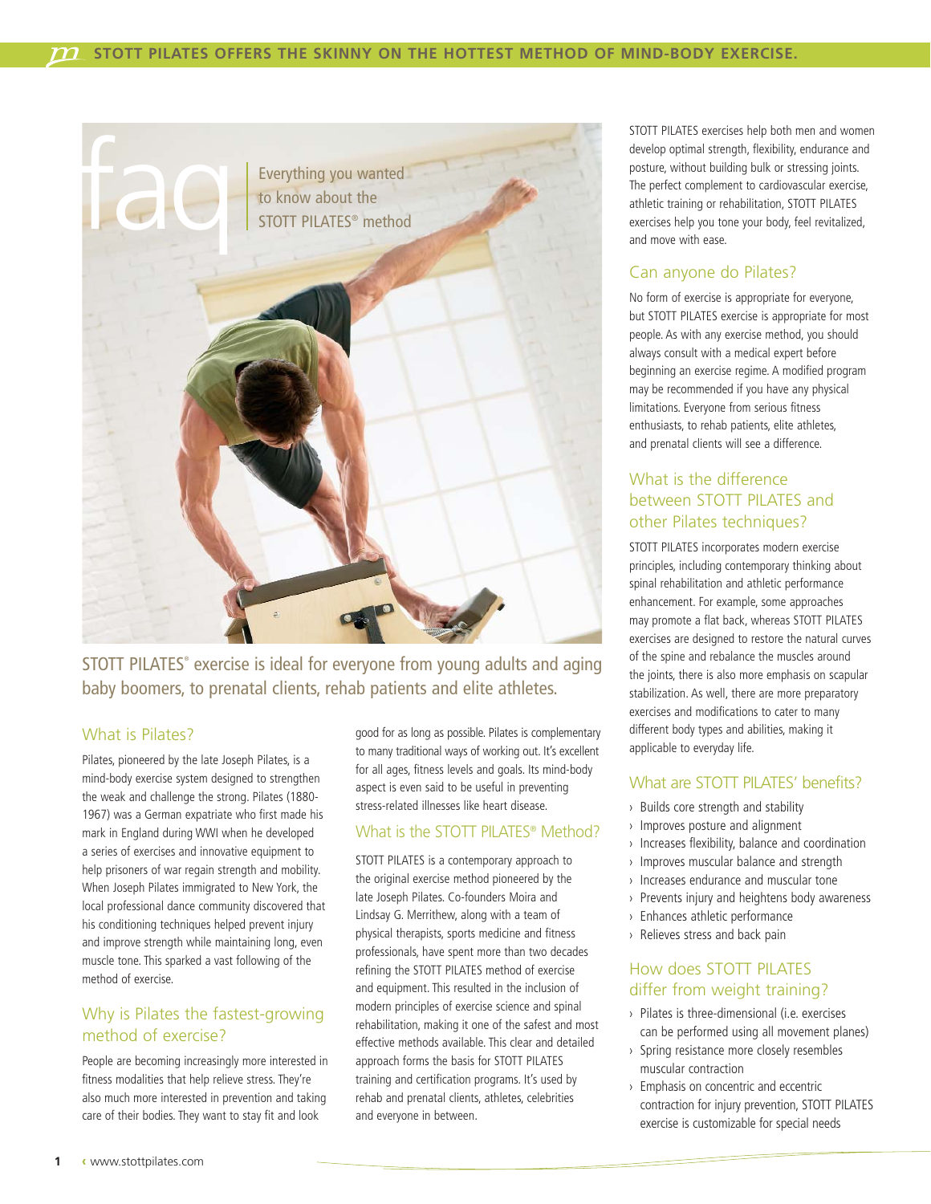# faq

Everything you wanted to know about the STOTT PILATES® method

STOTT PILATES® exercise is ideal for everyone from young adults and aging baby boomers, to prenatal clients, rehab patients and elite athletes.

## What is Pilates?

Pilates, pioneered by the late Joseph Pilates, is a mind-body exercise system designed to strengthen the weak and challenge the strong. Pilates (1880-1967) was a German expatriate who first made his mark in England during WWI when he developed a series of exercises and innovative equipment to help prisoners of war regain strength and mobility. When Joseph Pilates immigrated to New York, the local professional dance community discovered that his conditioning techniques helped prevent injury and improve strength while maintaining long, even muscle tone. This sparked a vast following of the method of exercise.

## Why is Pilates the fastest-growing method of exercise?

People are becoming increasingly more interested in fitness modalities that help relieve stress. They're also much more interested in prevention and taking care of their bodies. They want to stay fit and look good for as long as possible. Pilates is complementary to many traditional ways of working out. It's excellent for all ages, fitness levels and goals. Its mind-body aspect is even said to be useful in preventing stress-related illnesses like heart disease.

## What is the STOTT PILATES® Method?

STOTT PILATES is a contemporary approach to the original exercise method pioneered by the late Joseph Pilates. Co-founders Moira and Lindsay G. Merrithew, along with a team of physical therapists, sports medicine and fitness professionals, have spent more than two decades refining the STOTT PILATES method of exercise and equipment. This resulted in the inclusion of modern principles of exercise science and spinal rehabilitation, making it one of the safest and most effective methods available. This clear and detailed approach forms the basis for STOTT PILATES training and certification programs. It's used by rehab and prenatal clients, athletes, celebrities and everyone in between.

STOTT PILATES exercises help both men and women develop optimal strength, flexibility, endurance and posture, without building bulk or stressing joints. The perfect complement to cardiovascular exercise, athletic training or rehabilitation, STOTT PILATES exercises help you tone your body, feel revitalized, and move with ease.

## Can anyone do Pilates?

No form of exercise is appropriate for everyone, but STOTT PILATES exercise is appropriate for most people. As with any exercise method, you should always consult with a medical expert before beginning an exercise regime. A modified program may be recommended if you have any physical limitations. Everyone from serious fitness enthusiasts, to rehab patients, elite athletes, and prenatal clients will see a difference.

## What is the difference between STOTT PILATES and other Pilates techniques?

STOTT PILATES incorporates modern exercise principles, including contemporary thinking about spinal rehabilitation and athletic performance enhancement. For example, some approaches may promote a flat back, whereas STOTT PILATES exercises are designed to restore the natural curves of the spine and rebalance the muscles around the joints, there is also more emphasis on scapular stabilization. As well, there are more preparatory exercises and modifications to cater to many different body types and abilities, making it applicable to everyday life.

## What are STOTT PILATES' benefits?

- Builds core strength and stability
- Improves posture and alignment
- Increases flexibility, balance and coordination
- Improves muscular balance and strength
- Increases endurance and muscular tone
- Prevents injury and heightens body awareness
- Enhances athletic performance
- Relieves stress and back pain

## How does STOTT PILATES differ from weight training?

- Pilates is three-dimensional (i.e. exercises can be performed using all movement planes)
- Spring resistance more closely resembles muscular contraction
- Emphasis on concentric and eccentric contraction for injury prevention, STOTT PILATES exercise is customizable for special needs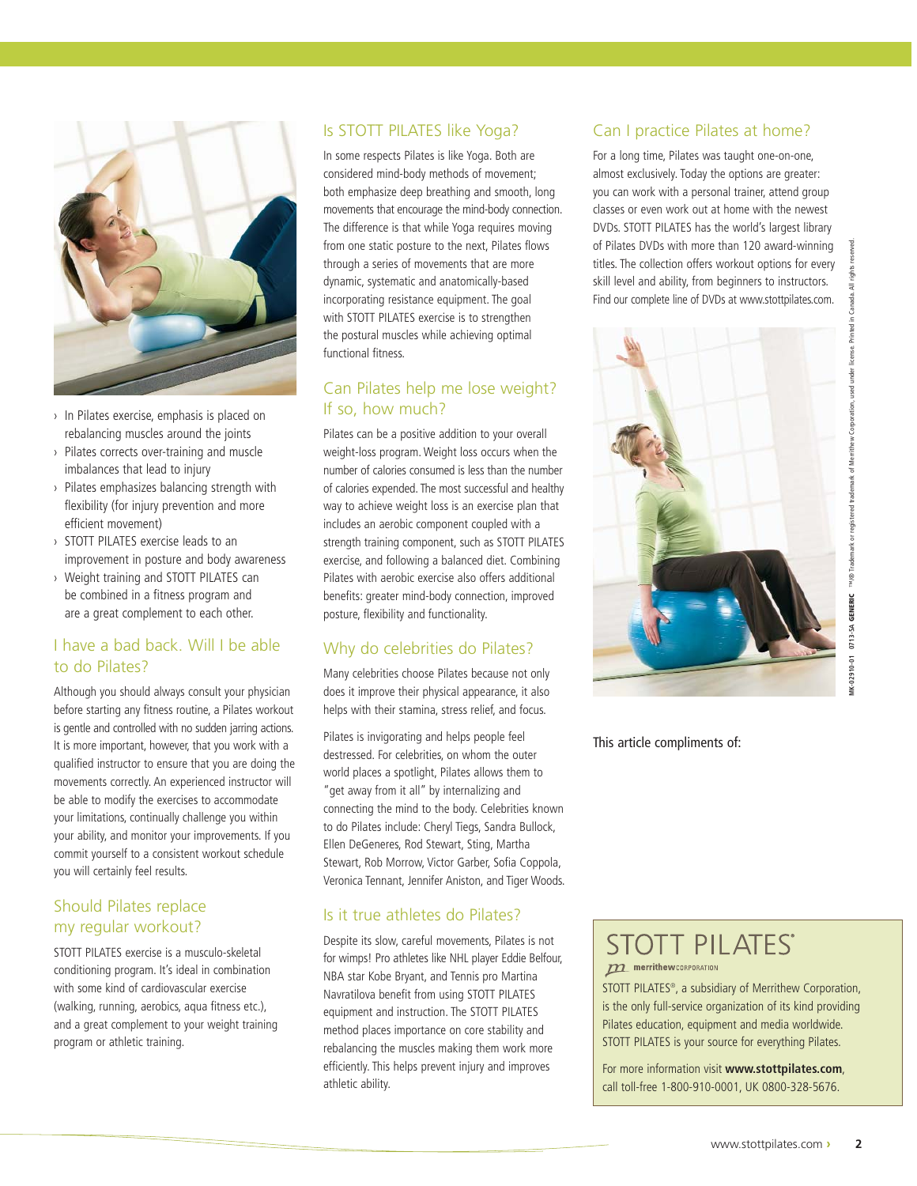- In Pilates exercise, emphasis is placed on rebalancing muscles around the joints
- Pilates corrects over-training and muscle imbalances that lead to injury
- Pilates emphasizes balancing strength with flexibility (for injury prevention and more efficient movement)
- STOTT PILATES exercise leads to an improvement in posture and body awareness
- Weight training and STOTT PILATES can be combined in a fitness program and are a great complement to each other.

## I have a bad back. Will I be able to do Pilates?

Although you should always consult your physician before starting any fitness routine, a Pilates workout is gentle and controlled with no sudden jarring actions. It is more important, however, that you work with a qualified instructor to ensure that you are doing the movements correctly. An experienced instructor will be able to modify the exercises to accommodate your limitations, continually challenge you within your ability, and monitor your improvements. If you commit yourself to a consistent workout schedule you will certainly feel results.

## Should Pilates replace my regular workout?

STOTT PILATES exercise is a musculo-skeletal conditioning program. It's ideal in combination with some kind of cardiovascular exercise (walking, running, aerobics, aqua fitness etc.), and a great complement to your weight training program or athletic training.

## Is STOTT PILATES like Yoga?

In some respects Pilates is like Yoga. Both are considered mind-body methods of movement; both emphasize deep breathing and smooth, long movements that encourage the mind-body connection. The difference is that while Yoga requires moving from one static posture to the next, Pilates flows through a series of movements that are more dynamic, systematic and anatomically-based incorporating resistance equipment. The goal with STOTT PILATES exercise is to strengthen the postural muscles while achieving optimal functional fitness.

## Can Pilates help me lose weight? If so, how much?

Pilates can be a positive addition to your overall weight-loss program. Weight loss occurs when the number of calories consumed is less than the number of calories expended. The most successful and healthy way to achieve weight loss is an exercise plan that includes an aerobic component coupled with a strength training component, such as STOTT PILATES exercise, and following a balanced diet. Combining Pilates with aerobic exercise also offers additional benefits: greater mind-body connection, improved posture, flexibility and functionality.

## Why do celebrities do Pilates?

Many celebrities choose Pilates because not only does it improve their physical appearance, it also helps with their stamina, stress relief, and focus.

Pilates is invigorating and helps people feel destressed. For celebrities, on whom the outer world places a spotlight, Pilates allows them to "get away from it all" by internalizing and connecting the mind to the body. Celebrities known to do Pilates include: Cheryl Tiegs, Sandra Bullock, Ellen DeGeneres, Rod Stewart, Sting, Martha Stewart, Rob Morrow, Victor Garber, Sofia Coppola, Veronica Tennant, Jennifer Aniston, and Tiger Woods.

## Is it true athletes do Pilates?

Despite its slow, careful movements, Pilates is not for wimps! Pro athletes like NHL player Eddie Belfour, NBA star Kobe Bryant, and Tennis pro Martina Navratilova benefit from using STOTT PILATES equipment and instruction. The STOTT PILATES method places importance on core stability and rebalancing the muscles making them work more efficiently. This helps prevent injury and improves athletic ability.

## Can I practice Pilates at home?

For a long time, Pilates was taught one-on-one, almost exclusively. Today the options are greater: you can work with a personal trainer, attend group classes or even work out at home with the newest DVDs. STOTT PILATES has the world's largest library of Pilates DVDs with more than 120 award-winning titles. The collection offers workout options for every skill level and ability, from beginners to instructors. Find our complete line of DVDs at www.stottpilates.com.

This article compliments of:

**STOTT PILATES®**

merrithew CORPORATION

STOTT PILATES®, a subsidiary of Merrithew Corporation, is the only full-service organization of its kind providing Pilates education, equipment and media worldwide. STOTT PILATES is your source for everything Pilates.

For more information visit **www.stottpilates.com**, call toll-free 1-800-910-0001, UK 0800-328-5676.

MK-02910-01 0713-SA GENERIC ™/® Trademark or registered trademark of Merrithew Corporation, used under license. Printed in Canada. All rights reserved.